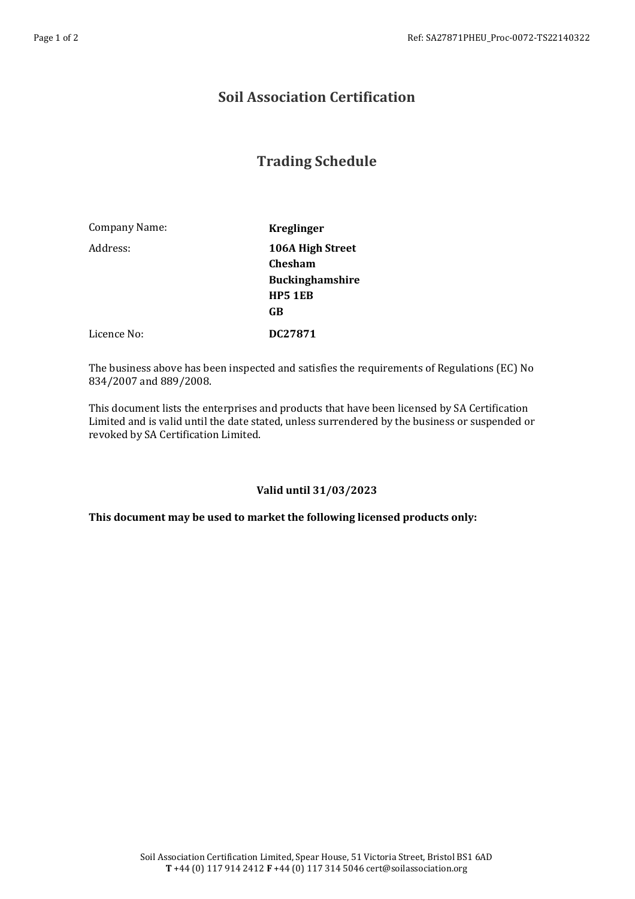# Soil Association Certification

## Trading Schedule

| | |
|---|---|
| Company Name: | **Kreglinger** |
| Address: | **106A High Street**<br>**Chesham**<br>**Buckinghamshire**<br>**HP5 1EB**<br>**GB** |
| Licence No: | **DC27871** |

The business above has been inspected and satisfies the requirements of Regulations (EC) No 834/2007 and 889/2008.

This document lists the enterprises and products that have been licensed by SA Certification Limited and is valid until the date stated, unless surrendered by the business or suspended or revoked by SA Certification Limited.

**Valid until 31/03/2023**

**This document may be used to market the following licensed products only:**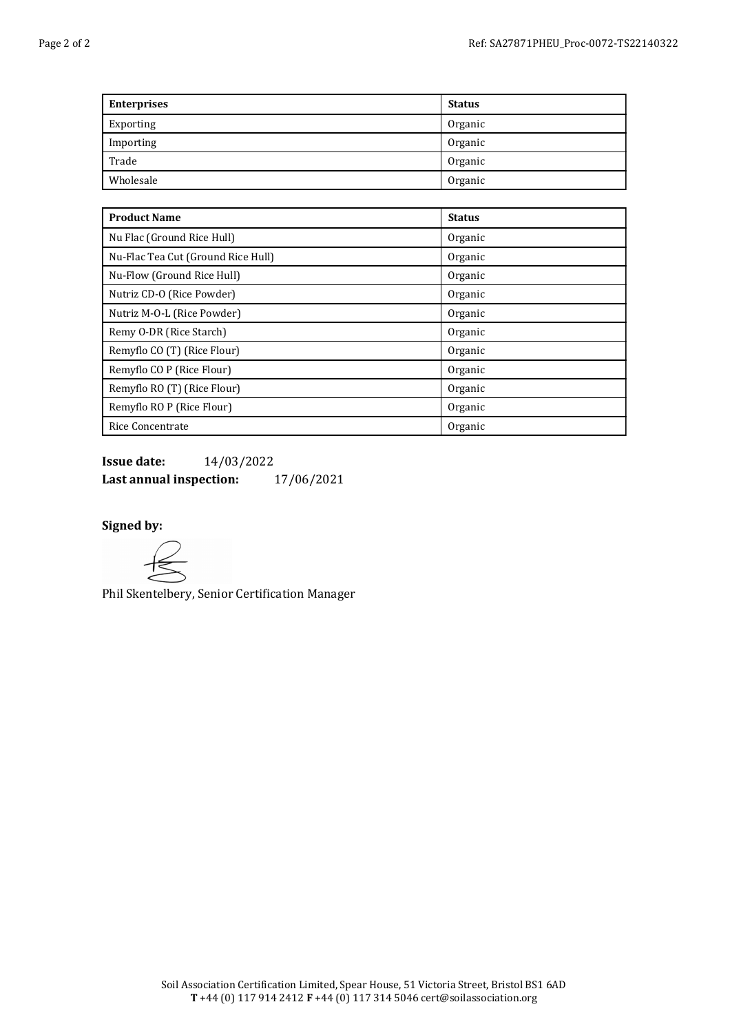| Enterprises | Status |
|---|---|
| Exporting | Organic |
| Importing | Organic |
| Trade | Organic |
| Wholesale | Organic |

| Product Name | Status |
|---|---|
| Nu Flac (Ground Rice Hull) | Organic |
| Nu-Flac Tea Cut (Ground Rice Hull) | Organic |
| Nu-Flow (Ground Rice Hull) | Organic |
| Nutriz CD-O (Rice Powder) | Organic |
| Nutriz M-O-L (Rice Powder) | Organic |
| Remy O-DR (Rice Starch) | Organic |
| Remyflo CO (T) (Rice Flour) | Organic |
| Remyflo CO P (Rice Flour) | Organic |
| Remyflo RO (T) (Rice Flour) | Organic |
| Remyflo RO P (Rice Flour) | Organic |
| Rice Concentrate | Organic |

**Issue date:** 14/03/2022
**Last annual inspection:** 17/06/2021

**Signed by:**

Phil Skentelbery, Senior Certification Manager

Soil Association Certification Limited, Spear House, 51 Victoria Street, Bristol BS1 6AD
**T** +44 (0) 117 914 2412 **F** +44 (0) 117 314 5046 cert@soilassociation.org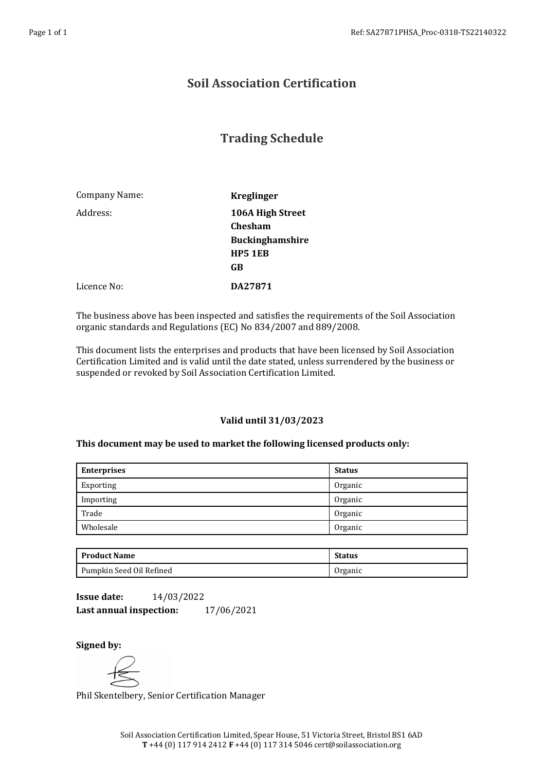Ref: SA27871PHSA_Proc-0318-TS22140322

# Soil Association Certification

## Trading Schedule

| | |
|---|---|
| Company Name: | **Kreglinger** |
| Address: | **106A High Street**<br>**Chesham**<br>**Buckinghamshire**<br>**HP5 1EB**<br>**GB** |
| Licence No: | **DA27871** |

The business above has been inspected and satisfies the requirements of the Soil Association organic standards and Regulations (EC) No 834/2007 and 889/2008.

This document lists the enterprises and products that have been licensed by Soil Association Certification Limited and is valid until the date stated, unless surrendered by the business or suspended or revoked by Soil Association Certification Limited.

**Valid until 31/03/2023**

**This document may be used to market the following licensed products only:**

| Enterprises | Status |
|---|---|
| Exporting | Organic |
| Importing | Organic |
| Trade | Organic |
| Wholesale | Organic |

| Product Name | Status |
|---|---|
| Pumpkin Seed Oil Refined | Organic |

**Issue date:** 14/03/2022
**Last annual inspection:** 17/06/2021

**Signed by:**

Phil Skentelbery, Senior Certification Manager

Soil Association Certification Limited, Spear House, 51 Victoria Street, Bristol BS1 6AD
**T** +44 (0) 117 914 2412 **F** +44 (0) 117 314 5046 cert@soilassociation.org